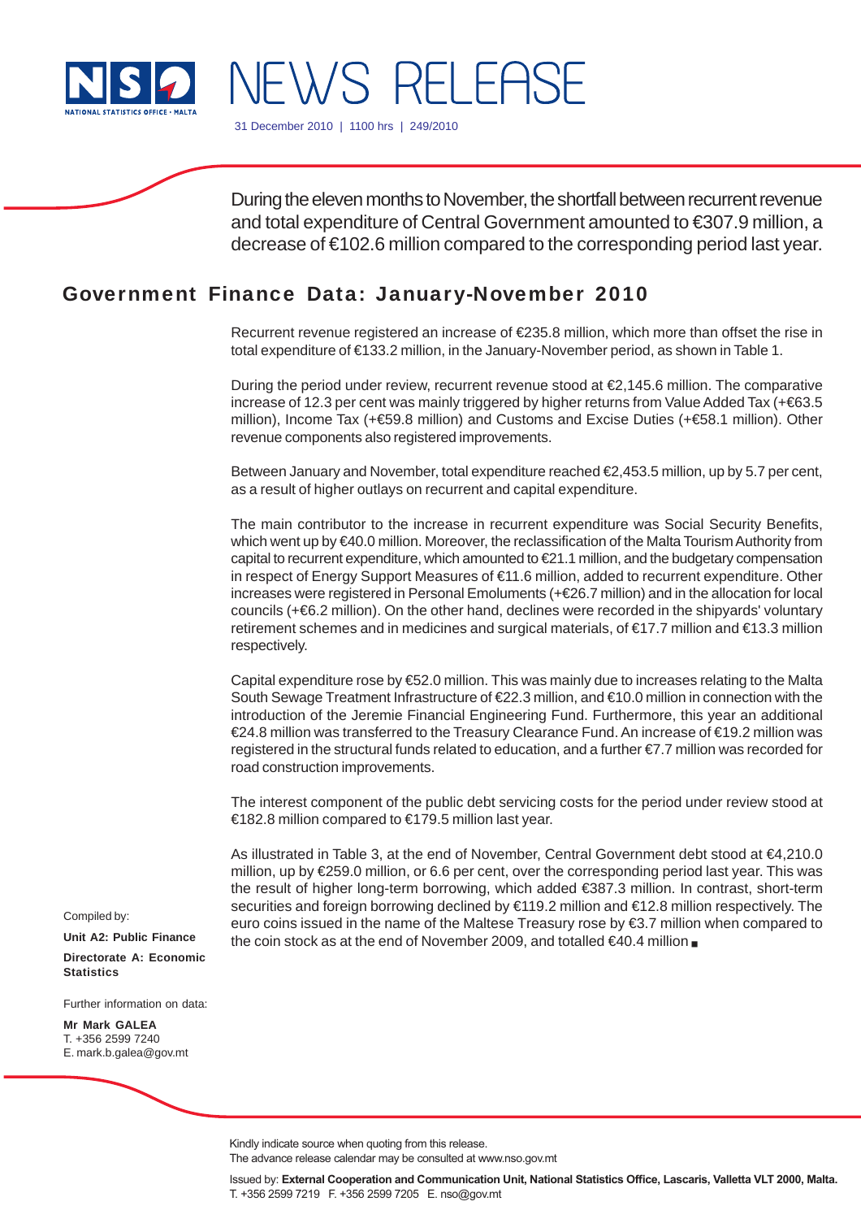# NEWS RELEASE

31 December 2010 | 1100 hrs | 249/2010

During the eleven months to November, the shortfall between recurrent revenue and total expenditure of Central Government amounted to €307.9 million, a decrease of €102.6 million compared to the corresponding period last year.

## Government Finance Data: January-November 2010

Recurrent revenue registered an increase of €235.8 million, which more than offset the rise in total expenditure of €133.2 million, in the January-November period, as shown in Table 1.

During the period under review, recurrent revenue stood at €2,145.6 million. The comparative increase of 12.3 per cent was mainly triggered by higher returns from Value Added Tax (+€63.5 million), Income Tax (+€59.8 million) and Customs and Excise Duties (+€58.1 million). Other revenue components also registered improvements.

Between January and November, total expenditure reached €2,453.5 million, up by 5.7 per cent, as a result of higher outlays on recurrent and capital expenditure.

The main contributor to the increase in recurrent expenditure was Social Security Benefits, which went up by €40.0 million. Moreover, the reclassification of the Malta Tourism Authority from capital to recurrent expenditure, which amounted to €21.1 million, and the budgetary compensation in respect of Energy Support Measures of €11.6 million, added to recurrent expenditure. Other increases were registered in Personal Emoluments (+€26.7 million) and in the allocation for local councils (+€6.2 million). On the other hand, declines were recorded in the shipyards' voluntary retirement schemes and in medicines and surgical materials, of €17.7 million and €13.3 million respectively.

Capital expenditure rose by €52.0 million. This was mainly due to increases relating to the Malta South Sewage Treatment Infrastructure of €22.3 million, and €10.0 million in connection with the introduction of the Jeremie Financial Engineering Fund. Furthermore, this year an additional €24.8 million was transferred to the Treasury Clearance Fund. An increase of €19.2 million was registered in the structural funds related to education, and a further €7.7 million was recorded for road construction improvements.

The interest component of the public debt servicing costs for the period under review stood at €182.8 million compared to €179.5 million last year.

As illustrated in Table 3, at the end of November, Central Government debt stood at €4,210.0 million, up by €259.0 million, or 6.6 per cent, over the corresponding period last year. This was the result of higher long-term borrowing, which added €387.3 million. In contrast, short-term securities and foreign borrowing declined by €119.2 million and €12.8 million respectively. The euro coins issued in the name of the Maltese Treasury rose by €3.7 million when compared to the coin stock as at the end of November 2009, and totalled €40.4 million ■

Compiled by:

**Unit A2: Public Finance**

**Directorate A: Economic Statistics**

Further information on data:

**Mr Mark GALEA**
T. +356 2599 7240
E. mark.b.galea@gov.mt

Kindly indicate source when quoting from this release.
The advance release calendar may be consulted at www.nso.gov.mt

Issued by: **External Cooperation and Communication Unit, National Statistics Office, Lascaris, Valletta VLT 2000, Malta.**
T. +356 2599 7219 F. +356 2599 7205 E. nso@gov.mt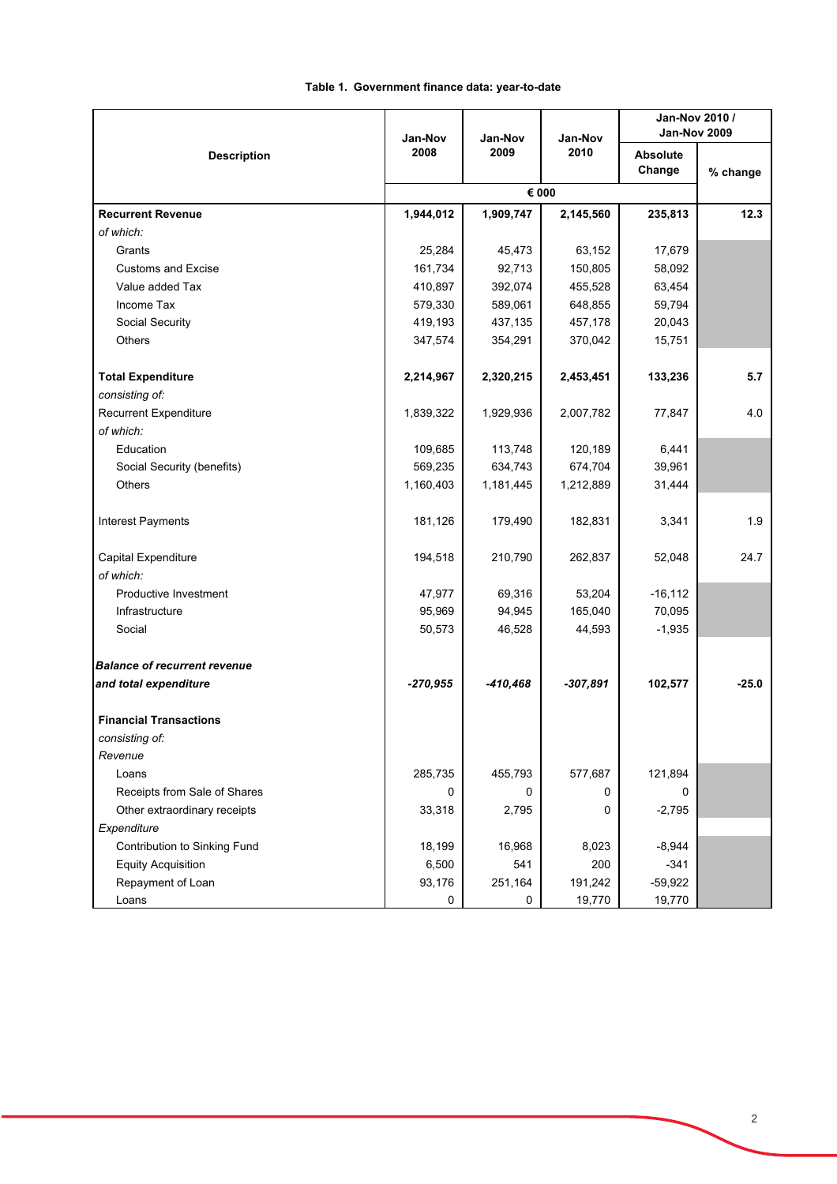**Table 1. Government finance data: year-to-date**

| Description | Jan-Nov 2008 | Jan-Nov 2009 | Jan-Nov 2010 | Jan-Nov 2010 / Jan-Nov 2009 | |
|---|---|---|---|---|---|
| | | | | Absolute Change | % change |
| | € 000 | | | | |
| **Recurrent Revenue** | **1,944,012** | **1,909,747** | **2,145,560** | **235,813** | **12.3** |
| *of which:* | | | | | |
| Grants | 25,284 | 45,473 | 63,152 | 17,679 | |
| Customs and Excise | 161,734 | 92,713 | 150,805 | 58,092 | |
| Value added Tax | 410,897 | 392,074 | 455,528 | 63,454 | |
| Income Tax | 579,330 | 589,061 | 648,855 | 59,794 | |
| Social Security | 419,193 | 437,135 | 457,178 | 20,043 | |
| Others | 347,574 | 354,291 | 370,042 | 15,751 | |
| **Total Expenditure** | **2,214,967** | **2,320,215** | **2,453,451** | **133,236** | **5.7** |
| *consisting of:* | | | | | |
| Recurrent Expenditure | 1,839,322 | 1,929,936 | 2,007,782 | 77,847 | 4.0 |
| *of which:* | | | | | |
| Education | 109,685 | 113,748 | 120,189 | 6,441 | |
| Social Security (benefits) | 569,235 | 634,743 | 674,704 | 39,961 | |
| Others | 1,160,403 | 1,181,445 | 1,212,889 | 31,444 | |
| Interest Payments | 181,126 | 179,490 | 182,831 | 3,341 | 1.9 |
| Capital Expenditure | 194,518 | 210,790 | 262,837 | 52,048 | 24.7 |
| *of which:* | | | | | |
| Productive Investment | 47,977 | 69,316 | 53,204 | -16,112 | |
| Infrastructure | 95,969 | 94,945 | 165,040 | 70,095 | |
| Social | 50,573 | 46,528 | 44,593 | -1,935 | |
| ***Balance of recurrent revenue and total expenditure*** | ***-270,955*** | ***-410,468*** | ***-307,891*** | **102,577** | **-25.0** |
| **Financial Transactions** | | | | | |
| *consisting of:* | | | | | |
| *Revenue* | | | | | |
| Loans | 285,735 | 455,793 | 577,687 | 121,894 | |
| Receipts from Sale of Shares | 0 | 0 | 0 | 0 | |
| Other extraordinary receipts | 33,318 | 2,795 | 0 | -2,795 | |
| *Expenditure* | | | | | |
| Contribution to Sinking Fund | 18,199 | 16,968 | 8,023 | -8,944 | |
| Equity Acquisition | 6,500 | 541 | 200 | -341 | |
| Repayment of Loan | 93,176 | 251,164 | 191,242 | -59,922 | |
| Loans | 0 | 0 | 19,770 | 19,770 | |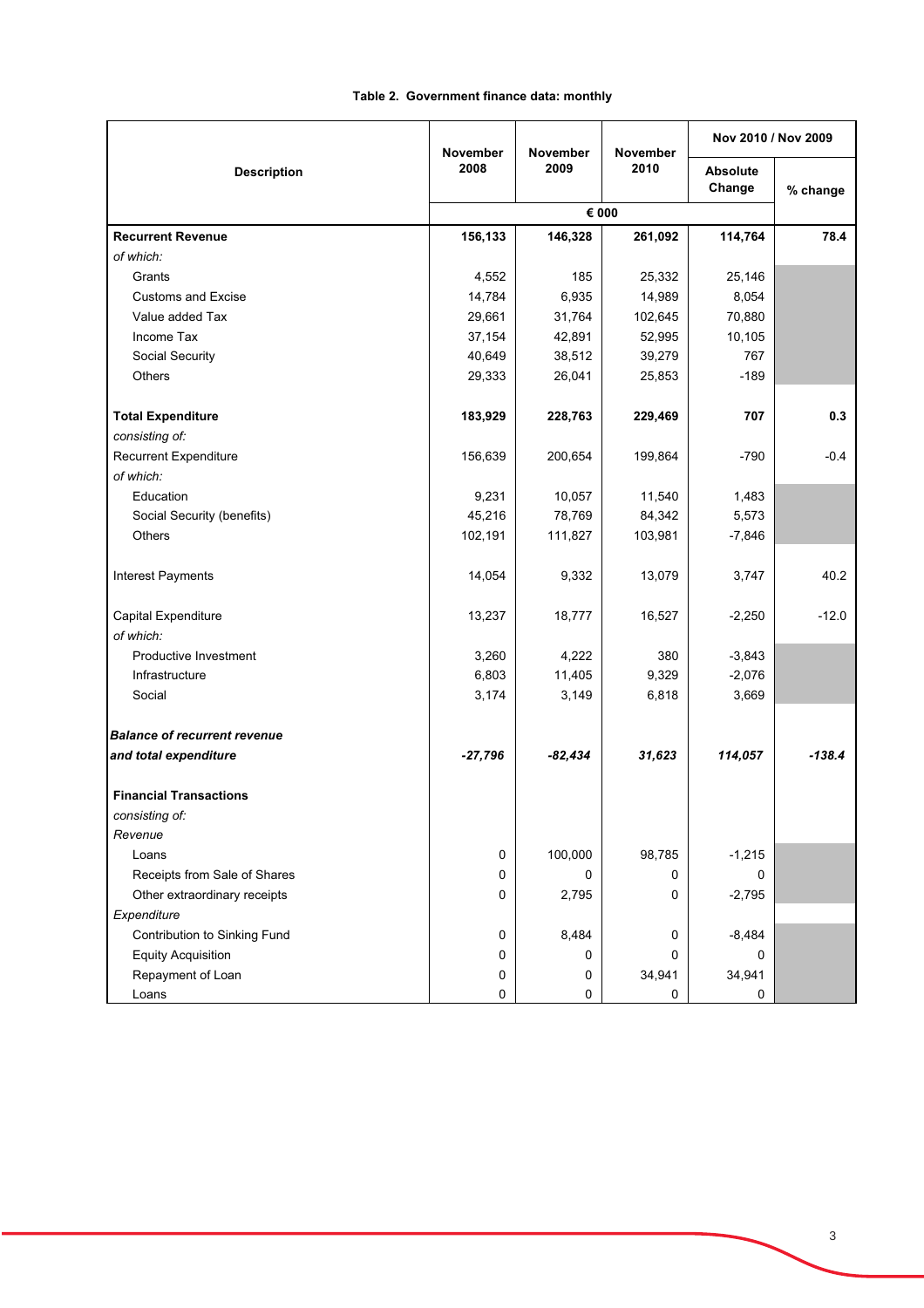**Table 2. Government finance data: monthly**

| Description | November 2008 | November 2009 | November 2010 | Nov 2010 / Nov 2009 | |
|---|---|---|---|---|---|
| | | | | Absolute Change | % change |
| | € 000 | | | | |
| **Recurrent Revenue** | **156,133** | **146,328** | **261,092** | **114,764** | **78.4** |
| *of which:* | | | | | |
| Grants | 4,552 | 185 | 25,332 | 25,146 | |
| Customs and Excise | 14,784 | 6,935 | 14,989 | 8,054 | |
| Value added Tax | 29,661 | 31,764 | 102,645 | 70,880 | |
| Income Tax | 37,154 | 42,891 | 52,995 | 10,105 | |
| Social Security | 40,649 | 38,512 | 39,279 | 767 | |
| Others | 29,333 | 26,041 | 25,853 | -189 | |
| **Total Expenditure** | **183,929** | **228,763** | **229,469** | **707** | **0.3** |
| *consisting of:* | | | | | |
| Recurrent Expenditure | 156,639 | 200,654 | 199,864 | -790 | -0.4 |
| *of which:* | | | | | |
| Education | 9,231 | 10,057 | 11,540 | 1,483 | |
| Social Security (benefits) | 45,216 | 78,769 | 84,342 | 5,573 | |
| Others | 102,191 | 111,827 | 103,981 | -7,846 | |
| Interest Payments | 14,054 | 9,332 | 13,079 | 3,747 | 40.2 |
| Capital Expenditure | 13,237 | 18,777 | 16,527 | -2,250 | -12.0 |
| *of which:* | | | | | |
| Productive Investment | 3,260 | 4,222 | 380 | -3,843 | |
| Infrastructure | 6,803 | 11,405 | 9,329 | -2,076 | |
| Social | 3,174 | 3,149 | 6,818 | 3,669 | |
| ***Balance of recurrent revenue and total expenditure*** | ***-27,796*** | ***-82,434*** | ***31,623*** | ***114,057*** | ***-138.4*** |
| **Financial Transactions** | | | | | |
| *consisting of:* | | | | | |
| *Revenue* | | | | | |
| Loans | 0 | 100,000 | 98,785 | -1,215 | |
| Receipts from Sale of Shares | 0 | 0 | 0 | 0 | |
| Other extraordinary receipts | 0 | 2,795 | 0 | -2,795 | |
| *Expenditure* | | | | | |
| Contribution to Sinking Fund | 0 | 8,484 | 0 | -8,484 | |
| Equity Acquisition | 0 | 0 | 0 | 0 | |
| Repayment of Loan | 0 | 0 | 34,941 | 34,941 | |
| Loans | 0 | 0 | 0 | 0 | |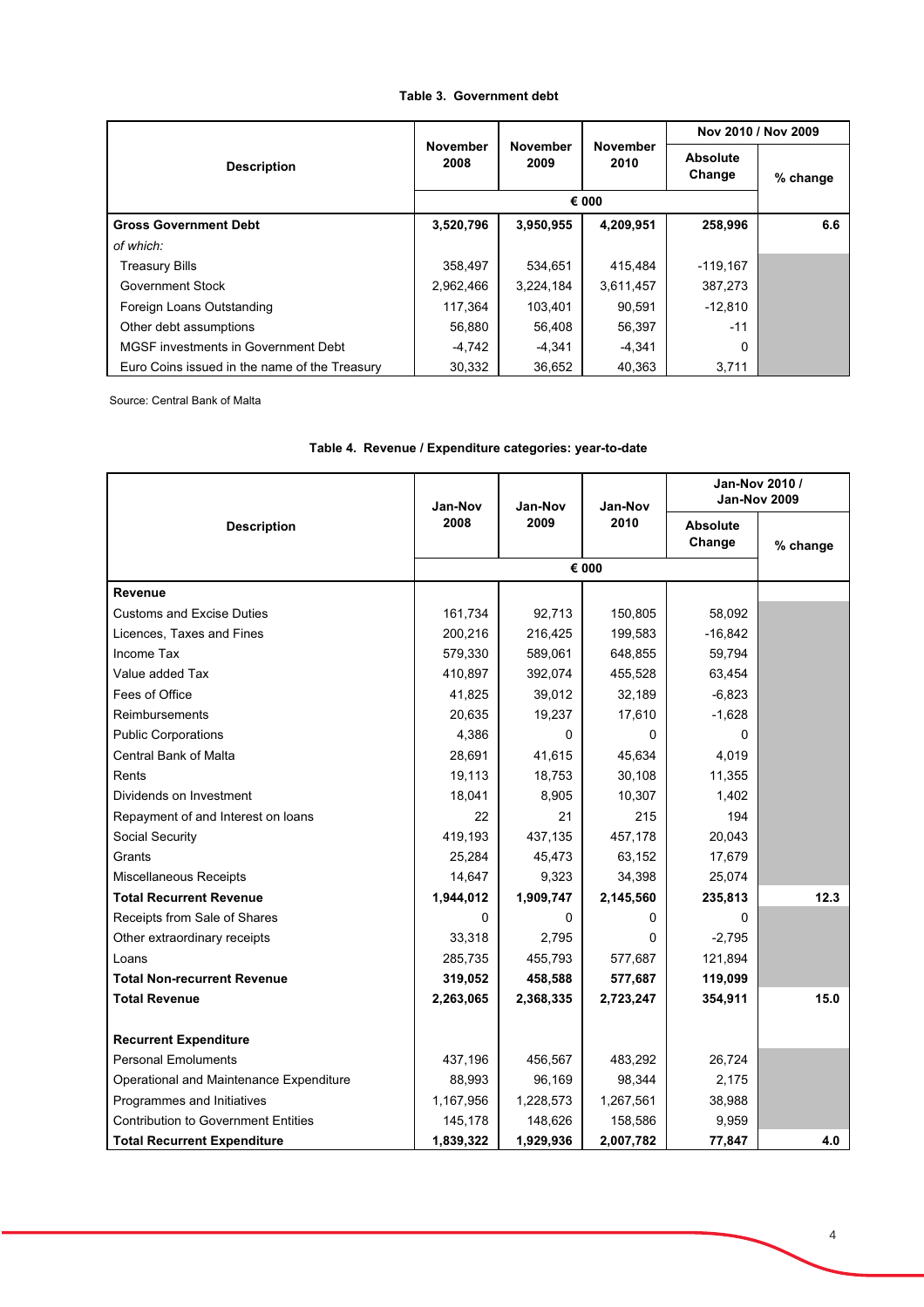**Table 3. Government debt**

| Description | November 2008 | November 2009 | November 2010 | Nov 2010 / Nov 2009 | |
|---|---|---|---|---|---|
| | | | | Absolute Change | % change |
| | € 000 | | | | |
| **Gross Government Debt** | **3,520,796** | **3,950,955** | **4,209,951** | **258,996** | **6.6** |
| *of which:* | | | | | |
| Treasury Bills | 358,497 | 534,651 | 415,484 | -119,167 | |
| Government Stock | 2,962,466 | 3,224,184 | 3,611,457 | 387,273 | |
| Foreign Loans Outstanding | 117,364 | 103,401 | 90,591 | -12,810 | |
| Other debt assumptions | 56,880 | 56,408 | 56,397 | -11 | |
| MGSF investments in Government Debt | -4,742 | -4,341 | -4,341 | 0 | |
| Euro Coins issued in the name of the Treasury | 30,332 | 36,652 | 40,363 | 3,711 | |

Source: Central Bank of Malta

**Table 4. Revenue / Expenditure categories: year-to-date**

| Description | Jan-Nov 2008 | Jan-Nov 2009 | Jan-Nov 2010 | Jan-Nov 2010 / Jan-Nov 2009 | |
|---|---|---|---|---|---|
| | | | | Absolute Change | % change |
| | € 000 | | | | |
| **Revenue** | | | | | |
| Customs and Excise Duties | 161,734 | 92,713 | 150,805 | 58,092 | |
| Licences, Taxes and Fines | 200,216 | 216,425 | 199,583 | -16,842 | |
| Income Tax | 579,330 | 589,061 | 648,855 | 59,794 | |
| Value added Tax | 410,897 | 392,074 | 455,528 | 63,454 | |
| Fees of Office | 41,825 | 39,012 | 32,189 | -6,823 | |
| Reimbursements | 20,635 | 19,237 | 17,610 | -1,628 | |
| Public Corporations | 4,386 | 0 | 0 | 0 | |
| Central Bank of Malta | 28,691 | 41,615 | 45,634 | 4,019 | |
| Rents | 19,113 | 18,753 | 30,108 | 11,355 | |
| Dividends on Investment | 18,041 | 8,905 | 10,307 | 1,402 | |
| Repayment of and Interest on loans | 22 | 21 | 215 | 194 | |
| Social Security | 419,193 | 437,135 | 457,178 | 20,043 | |
| Grants | 25,284 | 45,473 | 63,152 | 17,679 | |
| Miscellaneous Receipts | 14,647 | 9,323 | 34,398 | 25,074 | |
| **Total Recurrent Revenue** | **1,944,012** | **1,909,747** | **2,145,560** | **235,813** | **12.3** |
| Receipts from Sale of Shares | 0 | 0 | 0 | 0 | |
| Other extraordinary receipts | 33,318 | 2,795 | 0 | -2,795 | |
| Loans | 285,735 | 455,793 | 577,687 | 121,894 | |
| **Total Non-recurrent Revenue** | **319,052** | **458,588** | **577,687** | **119,099** | |
| **Total Revenue** | **2,263,065** | **2,368,335** | **2,723,247** | **354,911** | **15.0** |
| | | | | | |
| **Recurrent Expenditure** | | | | | |
| Personal Emoluments | 437,196 | 456,567 | 483,292 | 26,724 | |
| Operational and Maintenance Expenditure | 88,993 | 96,169 | 98,344 | 2,175 | |
| Programmes and Initiatives | 1,167,956 | 1,228,573 | 1,267,561 | 38,988 | |
| Contribution to Government Entities | 145,178 | 148,626 | 158,586 | 9,959 | |
| **Total Recurrent Expenditure** | **1,839,322** | **1,929,936** | **2,007,782** | **77,847** | **4.0** |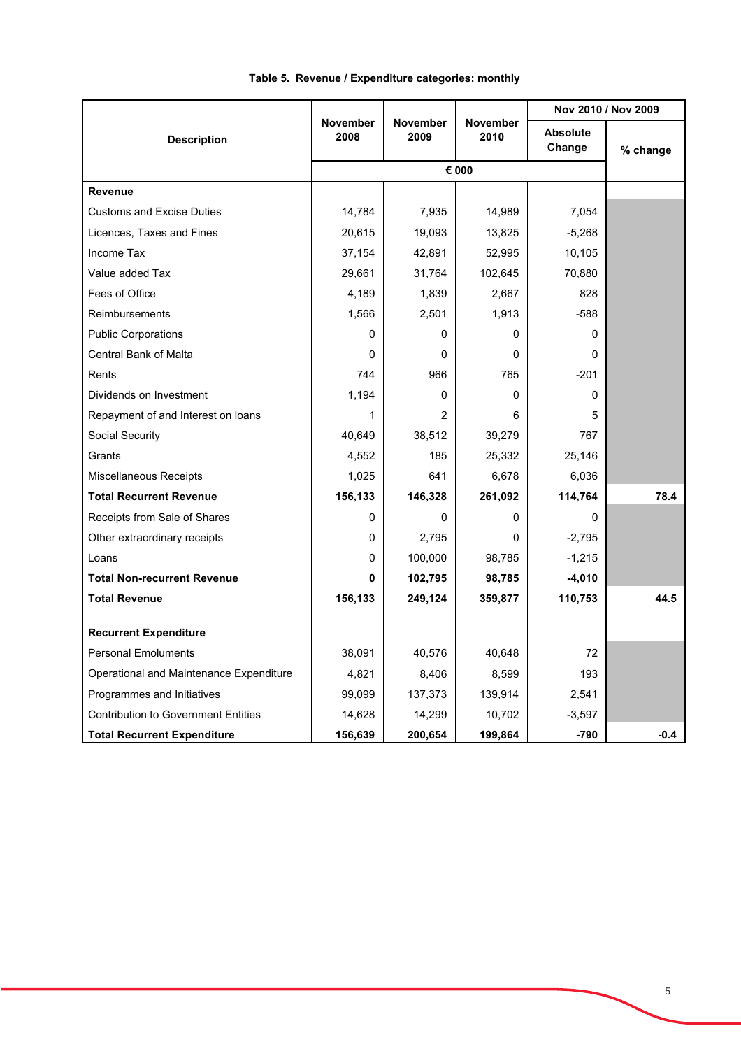**Table 5. Revenue / Expenditure categories: monthly**

| Description | November 2008 | November 2009 | November 2010 | Nov 2010 / Nov 2009 | |
|---|---|---|---|---|---|
| | | | | Absolute Change | % change |
| | € 000 | | | | |
| **Revenue** | | | | | |
| Customs and Excise Duties | 14,784 | 7,935 | 14,989 | 7,054 | |
| Licences, Taxes and Fines | 20,615 | 19,093 | 13,825 | -5,268 | |
| Income Tax | 37,154 | 42,891 | 52,995 | 10,105 | |
| Value added Tax | 29,661 | 31,764 | 102,645 | 70,880 | |
| Fees of Office | 4,189 | 1,839 | 2,667 | 828 | |
| Reimbursements | 1,566 | 2,501 | 1,913 | -588 | |
| Public Corporations | 0 | 0 | 0 | 0 | |
| Central Bank of Malta | 0 | 0 | 0 | 0 | |
| Rents | 744 | 966 | 765 | -201 | |
| Dividends on Investment | 1,194 | 0 | 0 | 0 | |
| Repayment of and Interest on loans | 1 | 2 | 6 | 5 | |
| Social Security | 40,649 | 38,512 | 39,279 | 767 | |
| Grants | 4,552 | 185 | 25,332 | 25,146 | |
| Miscellaneous Receipts | 1,025 | 641 | 6,678 | 6,036 | |
| **Total Recurrent Revenue** | **156,133** | **146,328** | **261,092** | **114,764** | **78.4** |
| Receipts from Sale of Shares | 0 | 0 | 0 | 0 | |
| Other extraordinary receipts | 0 | 2,795 | 0 | -2,795 | |
| Loans | 0 | 100,000 | 98,785 | -1,215 | |
| **Total Non-recurrent Revenue** | **0** | **102,795** | **98,785** | **-4,010** | |
| **Total Revenue** | **156,133** | **249,124** | **359,877** | **110,753** | **44.5** |
| | | | | | |
| **Recurrent Expenditure** | | | | | |
| Personal Emoluments | 38,091 | 40,576 | 40,648 | 72 | |
| Operational and Maintenance Expenditure | 4,821 | 8,406 | 8,599 | 193 | |
| Programmes and Initiatives | 99,099 | 137,373 | 139,914 | 2,541 | |
| Contribution to Government Entities | 14,628 | 14,299 | 10,702 | -3,597 | |
| **Total Recurrent Expenditure** | **156,639** | **200,654** | **199,864** | **-790** | **-0.4** |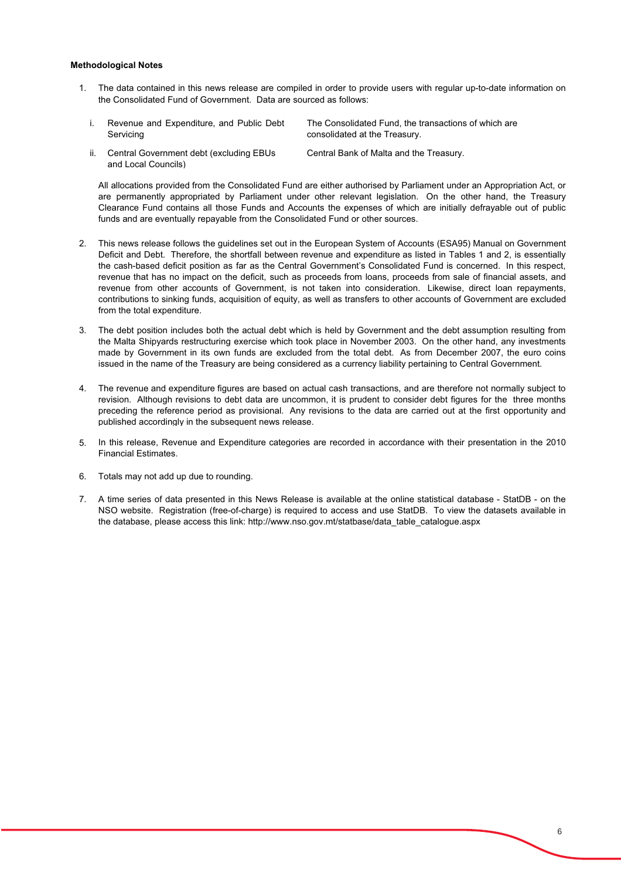**Methodological Notes**

1. The data contained in this news release are compiled in order to provide users with regular up-to-date information on the Consolidated Fund of Government. Data are sourced as follows:

   i. Revenue and Expenditure, and Public Debt Servicing — The Consolidated Fund, the transactions of which are consolidated at the Treasury.

   ii. Central Government debt (excluding EBUs and Local Councils) — Central Bank of Malta and the Treasury.

   All allocations provided from the Consolidated Fund are either authorised by Parliament under an Appropriation Act, or are permanently appropriated by Parliament under other relevant legislation. On the other hand, the Treasury Clearance Fund contains all those Funds and Accounts the expenses of which are initially defrayable out of public funds and are eventually repayable from the Consolidated Fund or other sources.

2. This news release follows the guidelines set out in the European System of Accounts (ESA95) Manual on Government Deficit and Debt. Therefore, the shortfall between revenue and expenditure as listed in Tables 1 and 2, is essentially the cash-based deficit position as far as the Central Government's Consolidated Fund is concerned. In this respect, revenue that has no impact on the deficit, such as proceeds from loans, proceeds from sale of financial assets, and revenue from other accounts of Government, is not taken into consideration. Likewise, direct loan repayments, contributions to sinking funds, acquisition of equity, as well as transfers to other accounts of Government are excluded from the total expenditure.

3. The debt position includes both the actual debt which is held by Government and the debt assumption resulting from the Malta Shipyards restructuring exercise which took place in November 2003. On the other hand, any investments made by Government in its own funds are excluded from the total debt. As from December 2007, the euro coins issued in the name of the Treasury are being considered as a currency liability pertaining to Central Government.

4. The revenue and expenditure figures are based on actual cash transactions, and are therefore not normally subject to revision. Although revisions to debt data are uncommon, it is prudent to consider debt figures for the three months preceding the reference period as provisional. Any revisions to the data are carried out at the first opportunity and published accordingly in the subsequent news release.

5. In this release, Revenue and Expenditure categories are recorded in accordance with their presentation in the 2010 Financial Estimates.

6. Totals may not add up due to rounding.

7. A time series of data presented in this News Release is available at the online statistical database - StatDB - on the NSO website. Registration (free-of-charge) is required to access and use StatDB. To view the datasets available in the database, please access this link: http://www.nso.gov.mt/statbase/data_table_catalogue.aspx